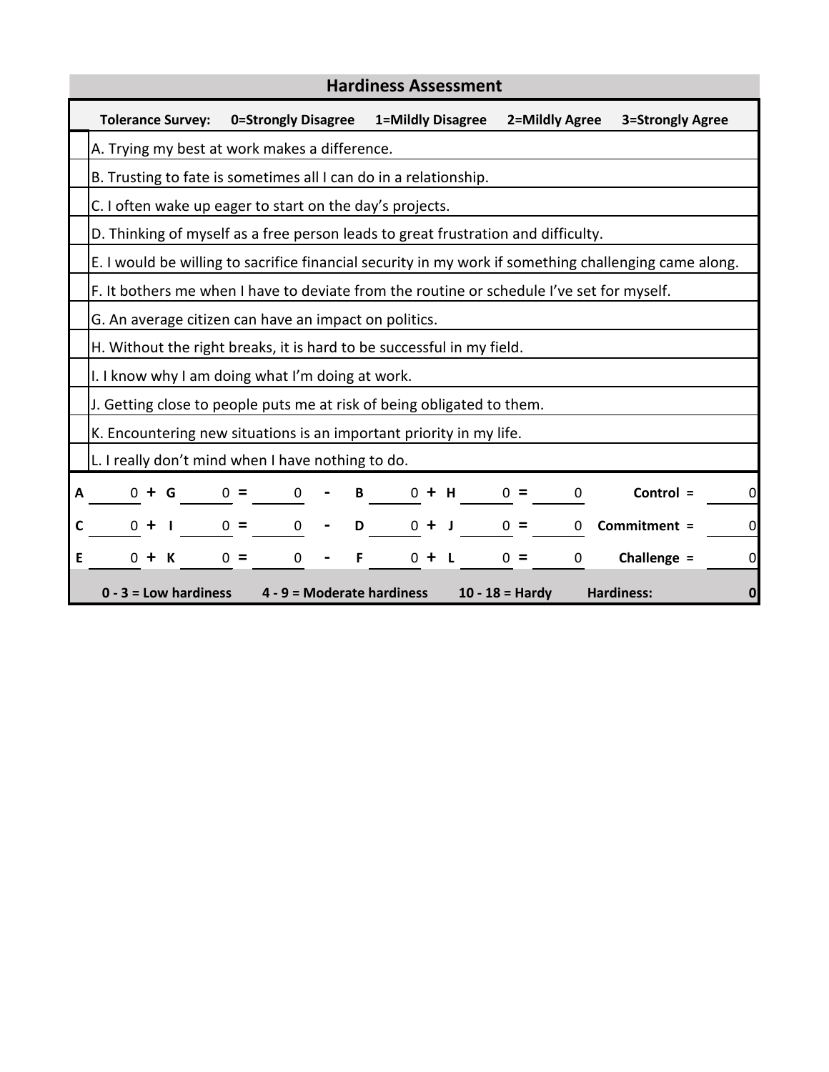# Hardiness Assessment

**Tolerance Survey:** **0=Strongly Disagree** **1=Mildly Disagree** **2=Mildly Agree** **3=Strongly Agree**

| | |
|---|---|
| | A. Trying my best at work makes a difference. |
| | B. Trusting to fate is sometimes all I can do in a relationship. |
| | C. I often wake up eager to start on the day's projects. |
| | D. Thinking of myself as a free person leads to great frustration and difficulty. |
| | E. I would be willing to sacrifice financial security in my work if something challenging came along. |
| | F. It bothers me when I have to deviate from the routine or schedule I've set for myself. |
| | G. An average citizen can have an impact on politics. |
| | H. Without the right breaks, it is hard to be successful in my field. |
| | I. I know why I am doing what I'm doing at work. |
| | J. Getting close to people puts me at risk of being obligated to them. |
| | K. Encountering new situations is an important priority in my life. |
| | L. I really don't mind when I have nothing to do. |

| | | | | | | | | | | | | | | | |
|---|---|---|---|---|---|---|---|---|---|---|---|---|---|---|---|
| **A** | 0 | **+** | **G** | 0 | **=** | 0 | **-** | **B** | 0 | **+** | **H** | 0 | **=** | 0 | **Control =** 0 |
| **C** | 0 | **+** | **I** | 0 | **=** | 0 | **-** | **D** | 0 | **+** | **J** | 0 | **=** | 0 | **Commitment =** 0 |
| **E** | 0 | **+** | **K** | 0 | **=** | 0 | **-** | **F** | 0 | **+** | **L** | 0 | **=** | 0 | **Challenge =** 0 |

**0 - 3 = Low hardiness** **4 - 9 = Moderate hardiness** **10 - 18 = Hardy** **Hardiness: 0**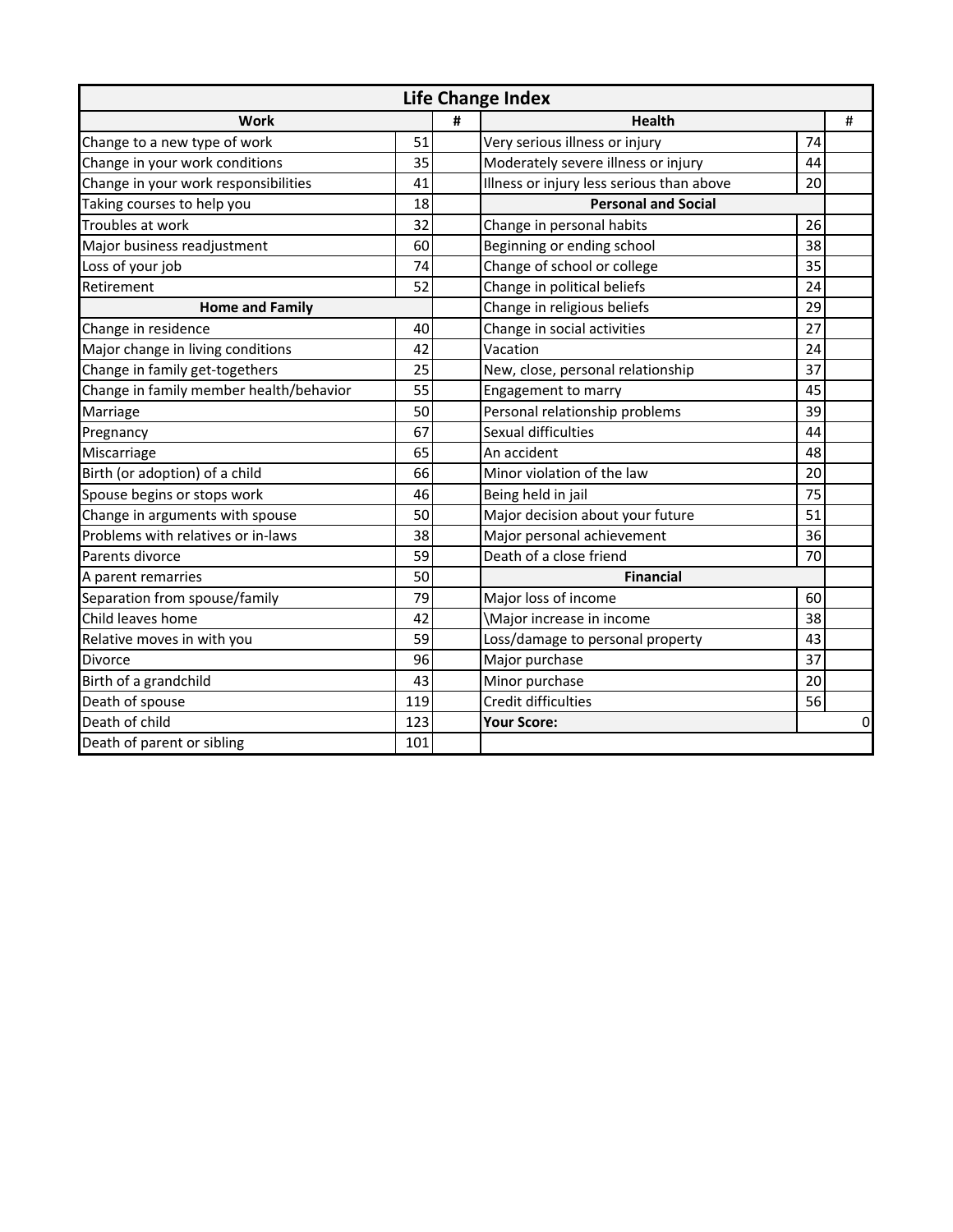| Life Change Index | | | | | |
|---|---|---|---|---|---|
| **Work** | | # | **Health** | | # |
| Change to a new type of work | 51 | | Very serious illness or injury | 74 | |
| Change in your work conditions | 35 | | Moderately severe illness or injury | 44 | |
| Change in your work responsibilities | 41 | | Illness or injury less serious than above | 20 | |
| Taking courses to help you | 18 | | **Personal and Social** | | |
| Troubles at work | 32 | | Change in personal habits | 26 | |
| Major business readjustment | 60 | | Beginning or ending school | 38 | |
| Loss of your job | 74 | | Change of school or college | 35 | |
| Retirement | 52 | | Change in political beliefs | 24 | |
| **Home and Family** | | | Change in religious beliefs | 29 | |
| Change in residence | 40 | | Change in social activities | 27 | |
| Major change in living conditions | 42 | | Vacation | 24 | |
| Change in family get-togethers | 25 | | New, close, personal relationship | 37 | |
| Change in family member health/behavior | 55 | | Engagement to marry | 45 | |
| Marriage | 50 | | Personal relationship problems | 39 | |
| Pregnancy | 67 | | Sexual difficulties | 44 | |
| Miscarriage | 65 | | An accident | 48 | |
| Birth (or adoption) of a child | 66 | | Minor violation of the law | 20 | |
| Spouse begins or stops work | 46 | | Being held in jail | 75 | |
| Change in arguments with spouse | 50 | | Major decision about your future | 51 | |
| Problems with relatives or in-laws | 38 | | Major personal achievement | 36 | |
| Parents divorce | 59 | | Death of a close friend | 70 | |
| A parent remarries | 50 | | **Financial** | | |
| Separation from spouse/family | 79 | | Major loss of income | 60 | |
| Child leaves home | 42 | | \Major increase in income | 38 | |
| Relative moves in with you | 59 | | Loss/damage to personal property | 43 | |
| Divorce | 96 | | Major purchase | 37 | |
| Birth of a grandchild | 43 | | Minor purchase | 20 | |
| Death of spouse | 119 | | Credit difficulties | 56 | |
| Death of child | 123 | | **Your Score:** | | 0 |
| Death of parent or sibling | 101 | | | | |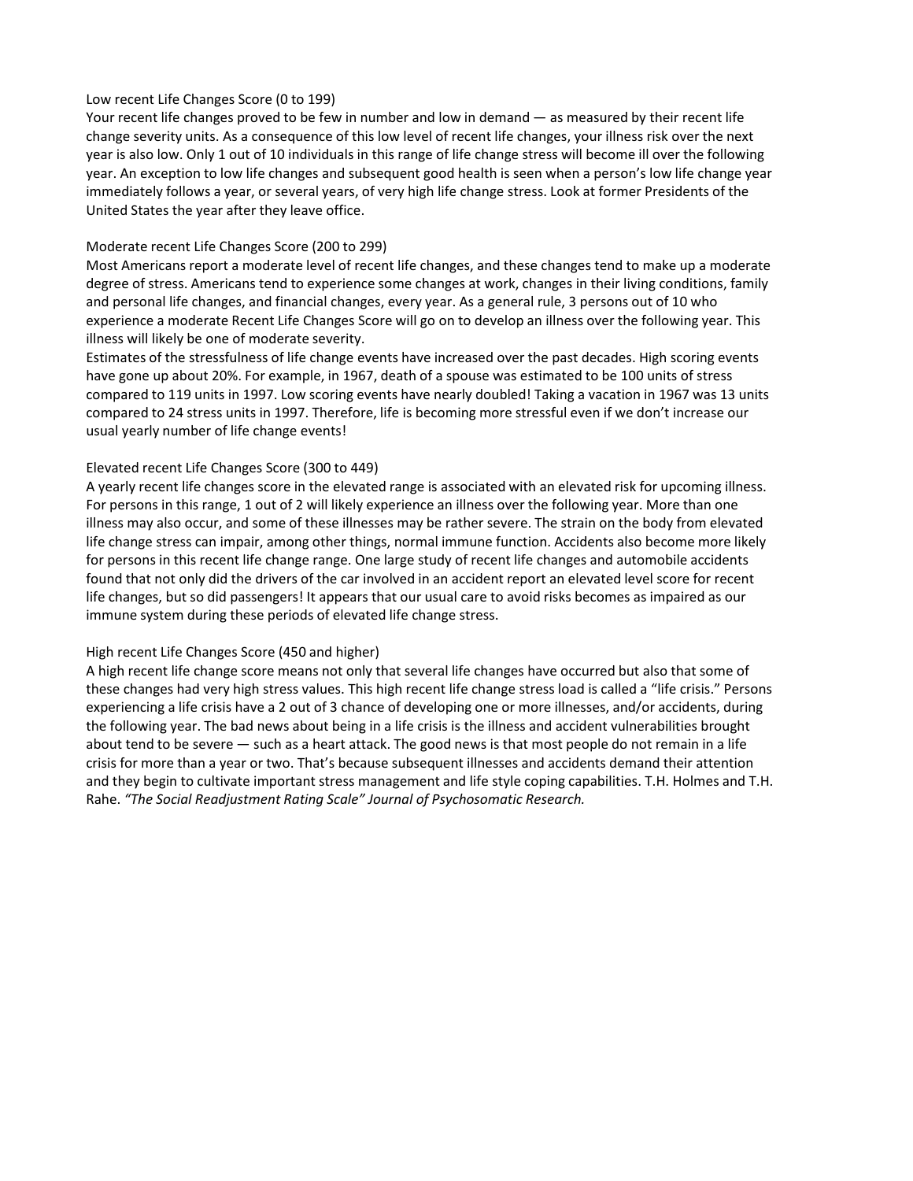Low recent Life Changes Score (0 to 199)

Your recent life changes proved to be few in number and low in demand — as measured by their recent life change severity units. As a consequence of this low level of recent life changes, your illness risk over the next year is also low. Only 1 out of 10 individuals in this range of life change stress will become ill over the following year. An exception to low life changes and subsequent good health is seen when a person's low life change year immediately follows a year, or several years, of very high life change stress. Look at former Presidents of the United States the year after they leave office.

Moderate recent Life Changes Score (200 to 299)

Most Americans report a moderate level of recent life changes, and these changes tend to make up a moderate degree of stress. Americans tend to experience some changes at work, changes in their living conditions, family and personal life changes, and financial changes, every year. As a general rule, 3 persons out of 10 who experience a moderate Recent Life Changes Score will go on to develop an illness over the following year. This illness will likely be one of moderate severity.

Estimates of the stressfulness of life change events have increased over the past decades. High scoring events have gone up about 20%. For example, in 1967, death of a spouse was estimated to be 100 units of stress compared to 119 units in 1997. Low scoring events have nearly doubled! Taking a vacation in 1967 was 13 units compared to 24 stress units in 1997. Therefore, life is becoming more stressful even if we don't increase our usual yearly number of life change events!

Elevated recent Life Changes Score (300 to 449)

A yearly recent life changes score in the elevated range is associated with an elevated risk for upcoming illness. For persons in this range, 1 out of 2 will likely experience an illness over the following year. More than one illness may also occur, and some of these illnesses may be rather severe. The strain on the body from elevated life change stress can impair, among other things, normal immune function. Accidents also become more likely for persons in this recent life change range. One large study of recent life changes and automobile accidents found that not only did the drivers of the car involved in an accident report an elevated level score for recent life changes, but so did passengers! It appears that our usual care to avoid risks becomes as impaired as our immune system during these periods of elevated life change stress.

High recent Life Changes Score (450 and higher)

A high recent life change score means not only that several life changes have occurred but also that some of these changes had very high stress values. This high recent life change stress load is called a "life crisis." Persons experiencing a life crisis have a 2 out of 3 chance of developing one or more illnesses, and/or accidents, during the following year. The bad news about being in a life crisis is the illness and accident vulnerabilities brought about tend to be severe — such as a heart attack. The good news is that most people do not remain in a life crisis for more than a year or two. That's because subsequent illnesses and accidents demand their attention and they begin to cultivate important stress management and life style coping capabilities. T.H. Holmes and T.H. Rahe. *"The Social Readjustment Rating Scale" Journal of Psychosomatic Research.*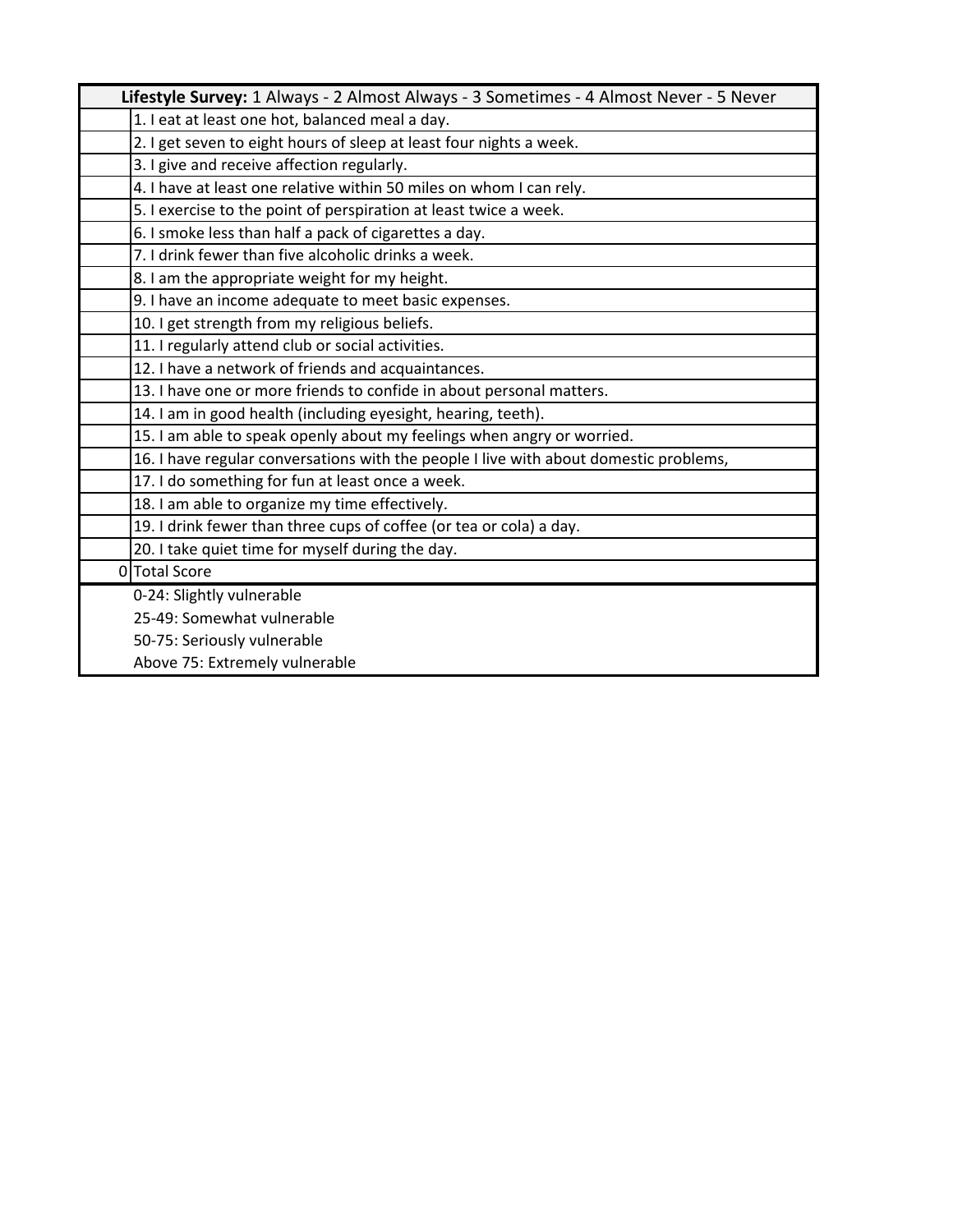| | **Lifestyle Survey:** 1 Always - 2 Almost Always - 3 Sometimes - 4 Almost Never - 5 Never |
|---|---|
| | 1. I eat at least one hot, balanced meal a day. |
| | 2. I get seven to eight hours of sleep at least four nights a week. |
| | 3. I give and receive affection regularly. |
| | 4. I have at least one relative within 50 miles on whom I can rely. |
| | 5. I exercise to the point of perspiration at least twice a week. |
| | 6. I smoke less than half a pack of cigarettes a day. |
| | 7. I drink fewer than five alcoholic drinks a week. |
| | 8. I am the appropriate weight for my height. |
| | 9. I have an income adequate to meet basic expenses. |
| | 10. I get strength from my religious beliefs. |
| | 11. I regularly attend club or social activities. |
| | 12. I have a network of friends and acquaintances. |
| | 13. I have one or more friends to confide in about personal matters. |
| | 14. I am in good health (including eyesight, hearing, teeth). |
| | 15. I am able to speak openly about my feelings when angry or worried. |
| | 16. I have regular conversations with the people I live with about domestic problems, |
| | 17. I do something for fun at least once a week. |
| | 18. I am able to organize my time effectively. |
| | 19. I drink fewer than three cups of coffee (or tea or cola) a day. |
| | 20. I take quiet time for myself during the day. |
| 0 | Total Score |
| | 0-24: Slightly vulnerable |
| | 25-49: Somewhat vulnerable |
| | 50-75: Seriously vulnerable |
| | Above 75: Extremely vulnerable |